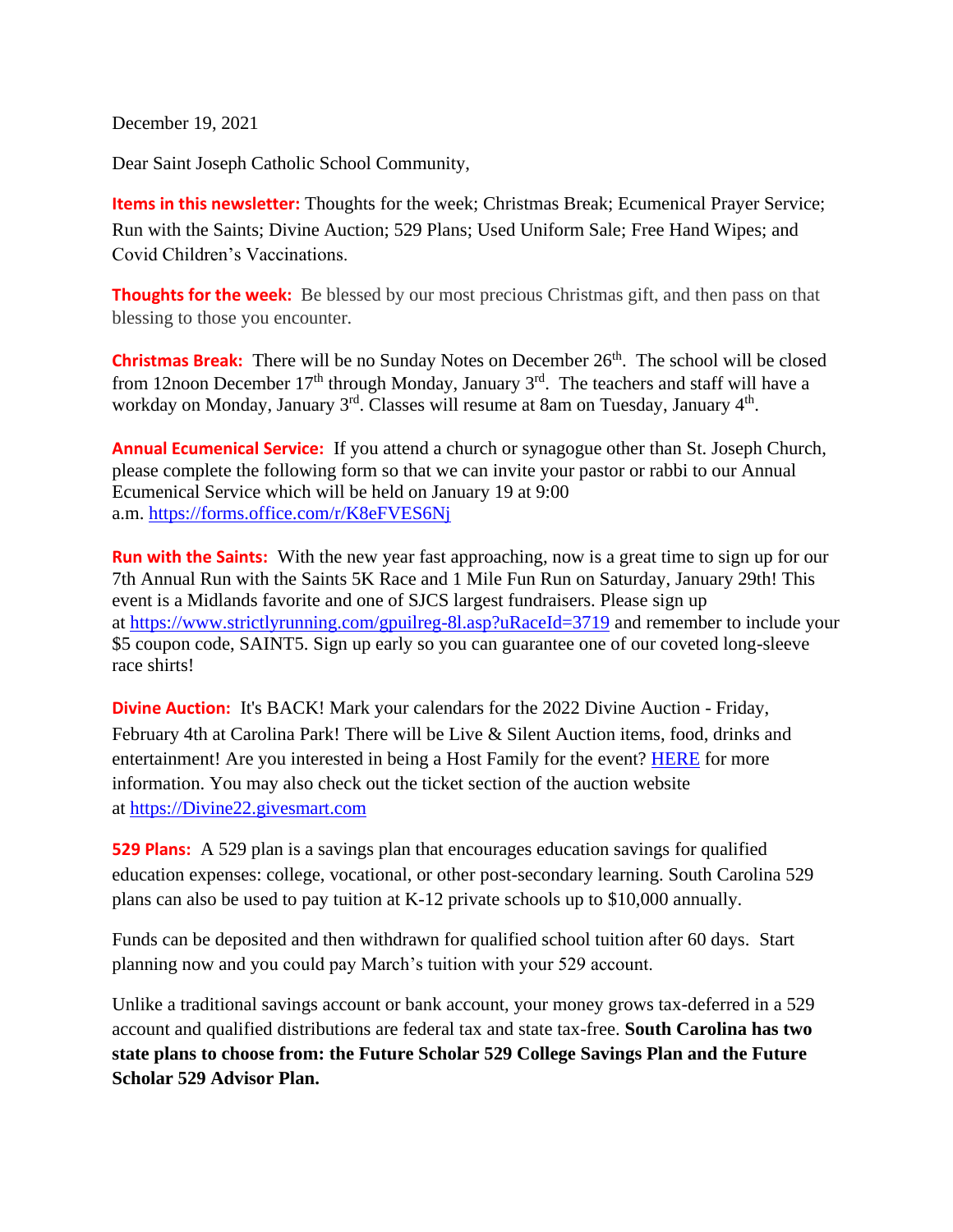December 19, 2021

Dear Saint Joseph Catholic School Community,

**Items in this newsletter:** Thoughts for the week; Christmas Break; Ecumenical Prayer Service; Run with the Saints; Divine Auction; 529 Plans; Used Uniform Sale; Free Hand Wipes; and Covid Children's Vaccinations.

**Thoughts for the week:** Be blessed by our most precious Christmas gift, and then pass on that blessing to those you encounter.

**Christmas Break:** There will be no Sunday Notes on December 26th. The school will be closed from 12noon December 17th through Monday, January 3rd. The teachers and staff will have a workday on Monday, January 3rd. Classes will resume at 8am on Tuesday, January 4th.

**Annual Ecumenical Service:** If you attend a church or synagogue other than St. Joseph Church, please complete the following form so that we can invite your pastor or rabbi to our Annual Ecumenical Service which will be held on January 19 at 9:00 a.m. https://forms.office.com/r/K8eFVES6Nj

**Run with the Saints:** With the new year fast approaching, now is a great time to sign up for our 7th Annual Run with the Saints 5K Race and 1 Mile Fun Run on Saturday, January 29th! This event is a Midlands favorite and one of SJCS largest fundraisers. Please sign up at https://www.strictlyrunning.com/gpuilreg-8l.asp?uRaceId=3719 and remember to include your $5 coupon code, SAINT5. Sign up early so you can guarantee one of our coveted long-sleeve race shirts!

**Divine Auction:** It's BACK! Mark your calendars for the 2022 Divine Auction - Friday, February 4th at Carolina Park! There will be Live & Silent Auction items, food, drinks and entertainment! Are you interested in being a Host Family for the event? HERE for more information. You may also check out the ticket section of the auction website at https://Divine22.givesmart.com

**529 Plans:** A 529 plan is a savings plan that encourages education savings for qualified education expenses: college, vocational, or other post-secondary learning. South Carolina 529 plans can also be used to pay tuition at K-12 private schools up to $10,000 annually.

Funds can be deposited and then withdrawn for qualified school tuition after 60 days. Start planning now and you could pay March's tuition with your 529 account.

Unlike a traditional savings account or bank account, your money grows tax-deferred in a 529 account and qualified distributions are federal tax and state tax-free. **South Carolina has two state plans to choose from: the Future Scholar 529 College Savings Plan and the Future Scholar 529 Advisor Plan.**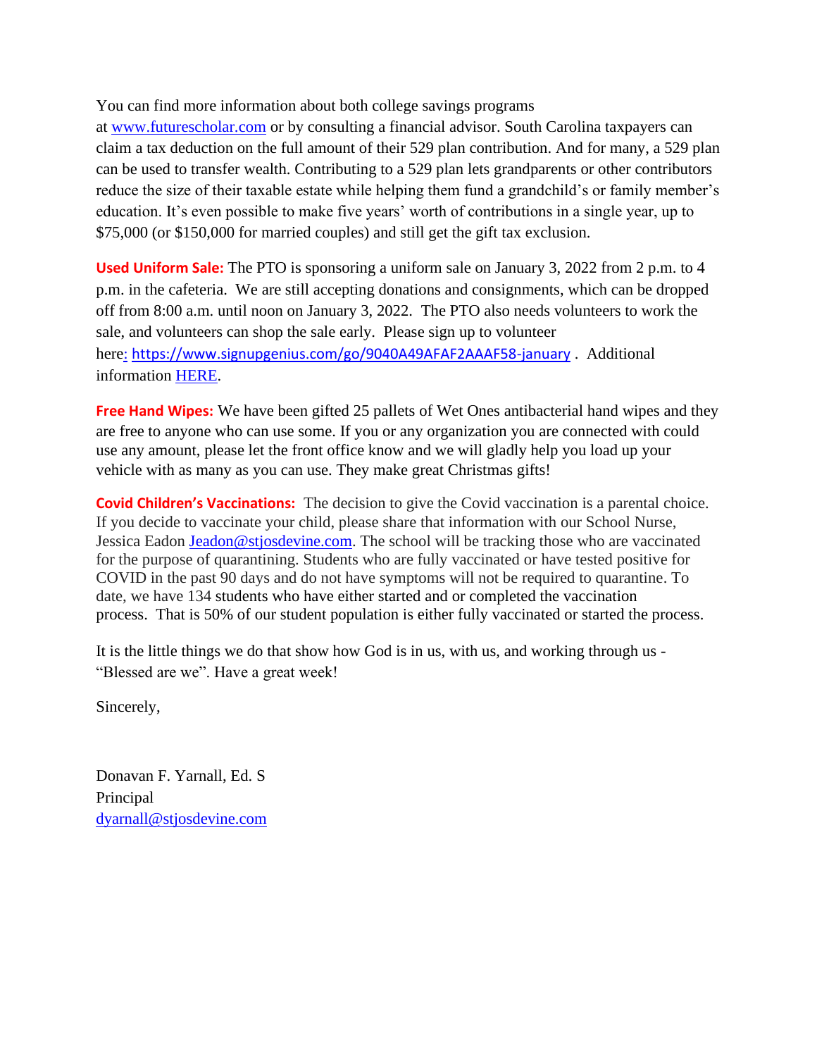You can find more information about both college savings programs at www.futurescholar.com or by consulting a financial advisor. South Carolina taxpayers can claim a tax deduction on the full amount of their 529 plan contribution. And for many, a 529 plan can be used to transfer wealth. Contributing to a 529 plan lets grandparents or other contributors reduce the size of their taxable estate while helping them fund a grandchild's or family member's education. It's even possible to make five years' worth of contributions in a single year, up to $75,000 (or $150,000 for married couples) and still get the gift tax exclusion.

**Used Uniform Sale:** The PTO is sponsoring a uniform sale on January 3, 2022 from 2 p.m. to 4 p.m. in the cafeteria. We are still accepting donations and consignments, which can be dropped off from 8:00 a.m. until noon on January 3, 2022. The PTO also needs volunteers to work the sale, and volunteers can shop the sale early. Please sign up to volunteer here: https://www.signupgenius.com/go/9040A49AFAF2AAAF58-january . Additional information HERE.

**Free Hand Wipes:** We have been gifted 25 pallets of Wet Ones antibacterial hand wipes and they are free to anyone who can use some. If you or any organization you are connected with could use any amount, please let the front office know and we will gladly help you load up your vehicle with as many as you can use. They make great Christmas gifts!

**Covid Children's Vaccinations:** The decision to give the Covid vaccination is a parental choice. If you decide to vaccinate your child, please share that information with our School Nurse, Jessica Eadon Jeadon@stjosdevine.com. The school will be tracking those who are vaccinated for the purpose of quarantining. Students who are fully vaccinated or have tested positive for COVID in the past 90 days and do not have symptoms will not be required to quarantine. To date, we have 134 students who have either started and or completed the vaccination process. That is 50% of our student population is either fully vaccinated or started the process.

It is the little things we do that show how God is in us, with us, and working through us - "Blessed are we". Have a great week!

Sincerely,

Donavan F. Yarnall, Ed. S
Principal
dyarnall@stjosdevine.com